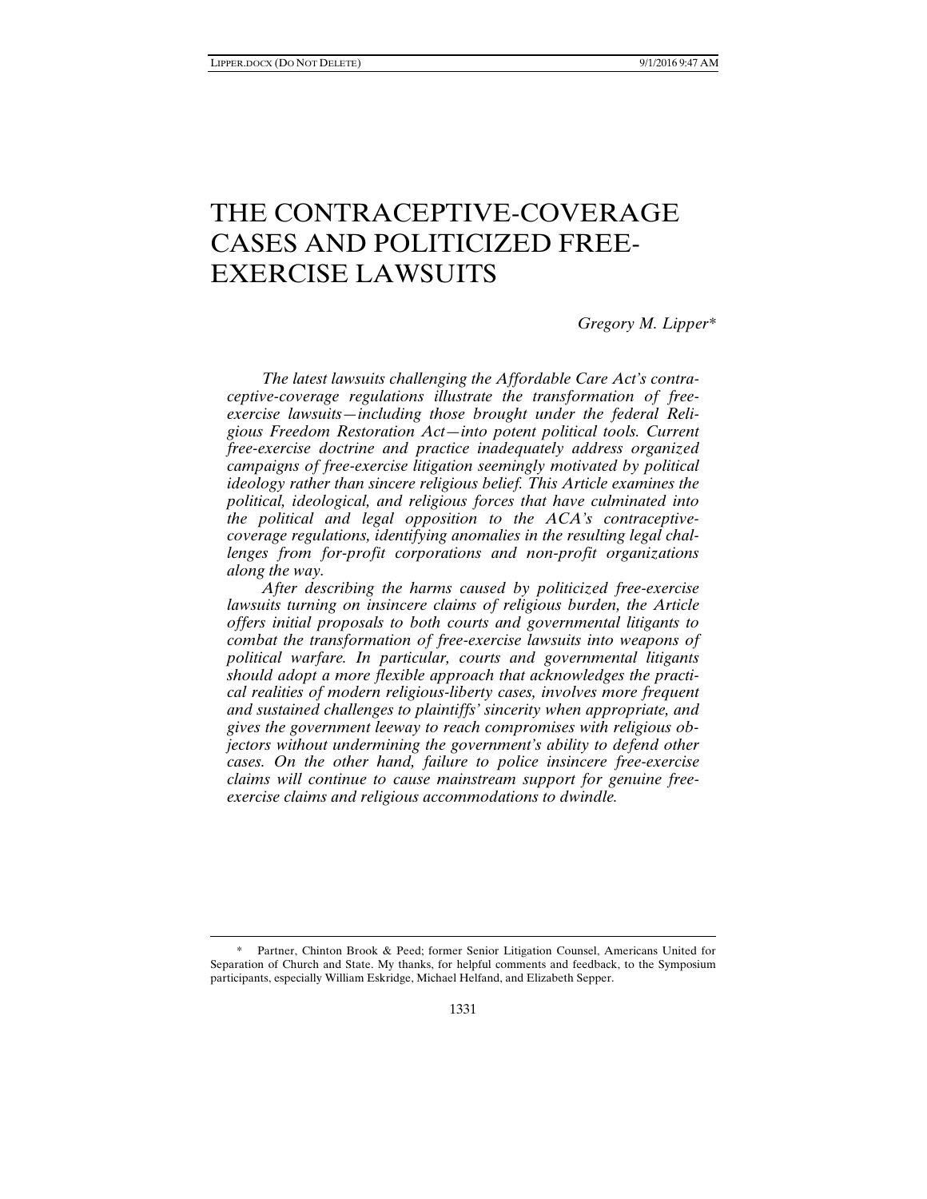# THE CONTRACEPTIVE-COVERAGE CASES AND POLITICIZED FREE-EXERCISE LAWSUITS

*Gregory M. Lipper\**

*The latest lawsuits challenging the Affordable Care Act's contraceptive-coverage regulations illustrate the transformation of free-exercise lawsuits—including those brought under the federal Religious Freedom Restoration Act—into potent political tools. Current free-exercise doctrine and practice inadequately address organized campaigns of free-exercise litigation seemingly motivated by political ideology rather than sincere religious belief. This Article examines the political, ideological, and religious forces that have culminated into the political and legal opposition to the ACA's contraceptive-coverage regulations, identifying anomalies in the resulting legal challenges from for-profit corporations and non-profit organizations along the way.*

*After describing the harms caused by politicized free-exercise lawsuits turning on insincere claims of religious burden, the Article offers initial proposals to both courts and governmental litigants to combat the transformation of free-exercise lawsuits into weapons of political warfare. In particular, courts and governmental litigants should adopt a more flexible approach that acknowledges the practical realities of modern religious-liberty cases, involves more frequent and sustained challenges to plaintiffs' sincerity when appropriate, and gives the government leeway to reach compromises with religious objectors without undermining the government's ability to defend other cases. On the other hand, failure to police insincere free-exercise claims will continue to cause mainstream support for genuine free-exercise claims and religious accommodations to dwindle.*

---

\* Partner, Chinton Brook & Peed; former Senior Litigation Counsel, Americans United for Separation of Church and State. My thanks, for helpful comments and feedback, to the Symposium participants, especially William Eskridge, Michael Helfand, and Elizabeth Sepper.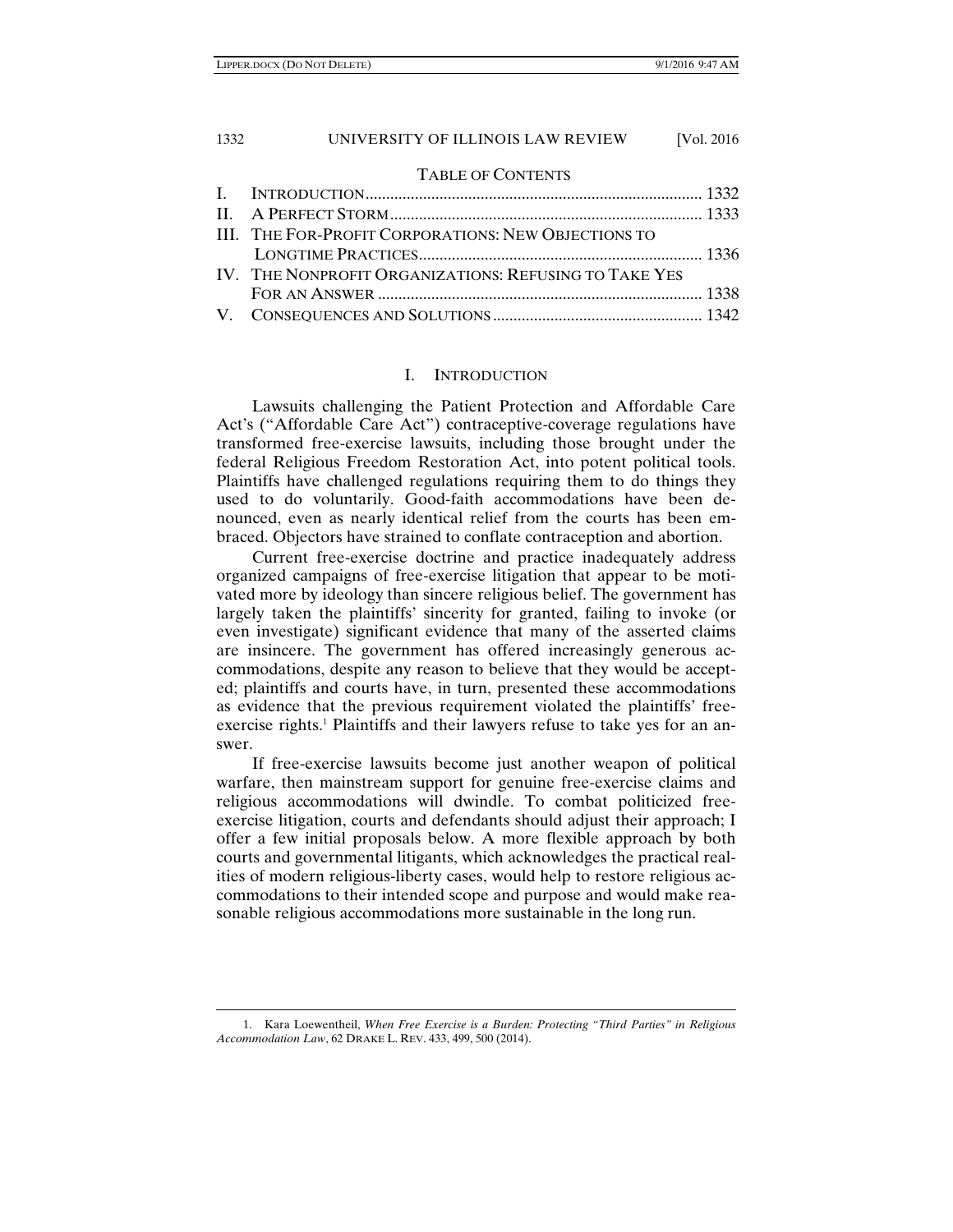TABLE OF CONTENTS

| | | |
|---|---|---|
| I. | INTRODUCTION | 1332 |
| II. | A PERFECT STORM | 1333 |
| III. | THE FOR-PROFIT CORPORATIONS: NEW OBJECTIONS TO LONGTIME PRACTICES | 1336 |
| IV. | THE NONPROFIT ORGANIZATIONS: REFUSING TO TAKE YES FOR AN ANSWER | 1338 |
| V. | CONSEQUENCES AND SOLUTIONS | 1342 |

## I. INTRODUCTION

Lawsuits challenging the Patient Protection and Affordable Care Act's ("Affordable Care Act") contraceptive-coverage regulations have transformed free-exercise lawsuits, including those brought under the federal Religious Freedom Restoration Act, into potent political tools. Plaintiffs have challenged regulations requiring them to do things they used to do voluntarily. Good-faith accommodations have been denounced, even as nearly identical relief from the courts has been embraced. Objectors have strained to conflate contraception and abortion.

Current free-exercise doctrine and practice inadequately address organized campaigns of free-exercise litigation that appear to be motivated more by ideology than sincere religious belief. The government has largely taken the plaintiffs' sincerity for granted, failing to invoke (or even investigate) significant evidence that many of the asserted claims are insincere. The government has offered increasingly generous accommodations, despite any reason to believe that they would be accepted; plaintiffs and courts have, in turn, presented these accommodations as evidence that the previous requirement violated the plaintiffs' free-exercise rights.[1] Plaintiffs and their lawyers refuse to take yes for an answer.

If free-exercise lawsuits become just another weapon of political warfare, then mainstream support for genuine free-exercise claims and religious accommodations will dwindle. To combat politicized free-exercise litigation, courts and defendants should adjust their approach; I offer a few initial proposals below. A more flexible approach by both courts and governmental litigants, which acknowledges the practical realities of modern religious-liberty cases, would help to restore religious accommodations to their intended scope and purpose and would make reasonable religious accommodations more sustainable in the long run.

1. Kara Loewentheil, *When Free Exercise is a Burden: Protecting "Third Parties" in Religious Accommodation Law*, 62 DRAKE L. REV. 433, 499, 500 (2014).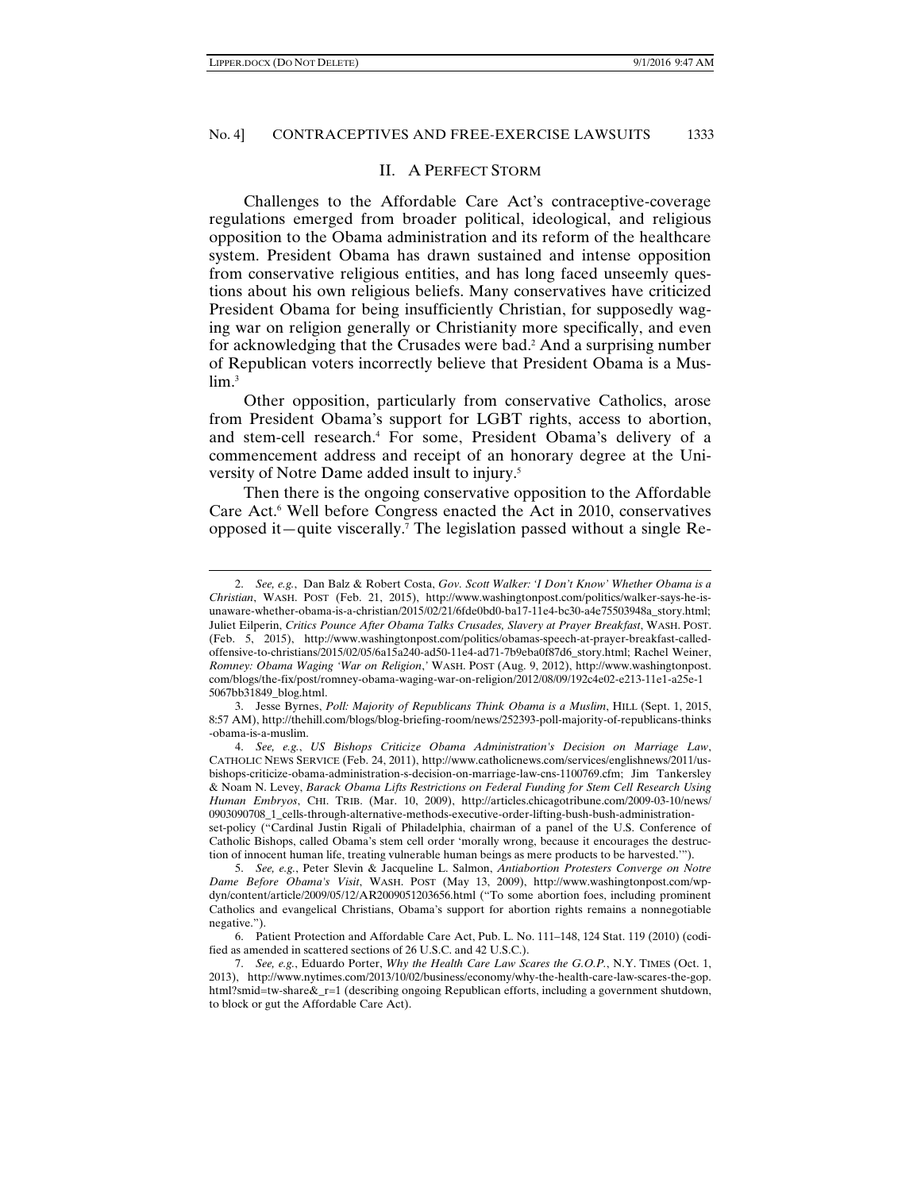## II. A PERFECT STORM

Challenges to the Affordable Care Act's contraceptive-coverage regulations emerged from broader political, ideological, and religious opposition to the Obama administration and its reform of the healthcare system. President Obama has drawn sustained and intense opposition from conservative religious entities, and has long faced unseemly questions about his own religious beliefs. Many conservatives have criticized President Obama for being insufficiently Christian, for supposedly waging war on religion generally or Christianity more specifically, and even for acknowledging that the Crusades were bad.[2] And a surprising number of Republican voters incorrectly believe that President Obama is a Muslim.[3]

Other opposition, particularly from conservative Catholics, arose from President Obama's support for LGBT rights, access to abortion, and stem-cell research.[4] For some, President Obama's delivery of a commencement address and receipt of an honorary degree at the University of Notre Dame added insult to injury.[5]

Then there is the ongoing conservative opposition to the Affordable Care Act.[6] Well before Congress enacted the Act in 2010, conservatives opposed it—quite viscerally.[7] The legislation passed without a single Re-

---

2. *See, e.g.*, Dan Balz & Robert Costa, *Gov. Scott Walker: 'I Don't Know' Whether Obama is a Christian*, WASH. POST (Feb. 21, 2015), http://www.washingtonpost.com/politics/walker-says-he-is-unaware-whether-obama-is-a-christian/2015/02/21/6fde0bd0-ba17-11e4-bc30-a4e75503948a_story.html; Juliet Eilperin, *Critics Pounce After Obama Talks Crusades, Slavery at Prayer Breakfast*, WASH. POST. (Feb. 5, 2015), http://www.washingtonpost.com/politics/obamas-speech-at-prayer-breakfast-called-offensive-to-christians/2015/02/05/6a15a240-ad50-11e4-ad71-7b9eba0f87d6_story.html; Rachel Weiner, *Romney: Obama Waging 'War on Religion*,*'* WASH. POST (Aug. 9, 2012), http://www.washingtonpost.com/blogs/the-fix/post/romney-obama-waging-war-on-religion/2012/08/09/192c4e02-e213-11e1-a25e-15067bb31849_blog.html.

3. Jesse Byrnes, *Poll: Majority of Republicans Think Obama is a Muslim*, HILL (Sept. 1, 2015, 8:57 AM), http://thehill.com/blogs/blog-briefing-room/news/252393-poll-majority-of-republicans-thinks-obama-is-a-muslim.

4. *See, e.g.*, *US Bishops Criticize Obama Administration's Decision on Marriage Law*, CATHOLIC NEWS SERVICE (Feb. 24, 2011), http://www.catholicnews.com/services/englishnews/2011/us-bishops-criticize-obama-administration-s-decision-on-marriage-law-cns-1100769.cfm; Jim Tankersley & Noam N. Levey, *Barack Obama Lifts Restrictions on Federal Funding for Stem Cell Research Using Human Embryos*, CHI. TRIB. (Mar. 10, 2009), http://articles.chicagotribune.com/2009-03-10/news/0903090708_1_cells-through-alternative-methods-executive-order-lifting-bush-bush-administration-set-policy ("Cardinal Justin Rigali of Philadelphia, chairman of a panel of the U.S. Conference of Catholic Bishops, called Obama's stem cell order 'morally wrong, because it encourages the destruction of innocent human life, treating vulnerable human beings as mere products to be harvested.'").

5. *See, e.g.*, Peter Slevin & Jacqueline L. Salmon, *Antiabortion Protesters Converge on Notre Dame Before Obama's Visit*, WASH. POST (May 13, 2009), http://www.washingtonpost.com/wp-dyn/content/article/2009/05/12/AR2009051203656.html ("To some abortion foes, including prominent Catholics and evangelical Christians, Obama's support for abortion rights remains a nonnegotiable negative.").

6. Patient Protection and Affordable Care Act, Pub. L. No. 111–148, 124 Stat. 119 (2010) (codified as amended in scattered sections of 26 U.S.C. and 42 U.S.C.).

7. *See, e.g.*, Eduardo Porter, *Why the Health Care Law Scares the G.O.P.*, N.Y. TIMES (Oct. 1, 2013), http://www.nytimes.com/2013/10/02/business/economy/why-the-health-care-law-scares-the-gop.html?smid=tw-share&_r=1 (describing ongoing Republican efforts, including a government shutdown, to block or gut the Affordable Care Act).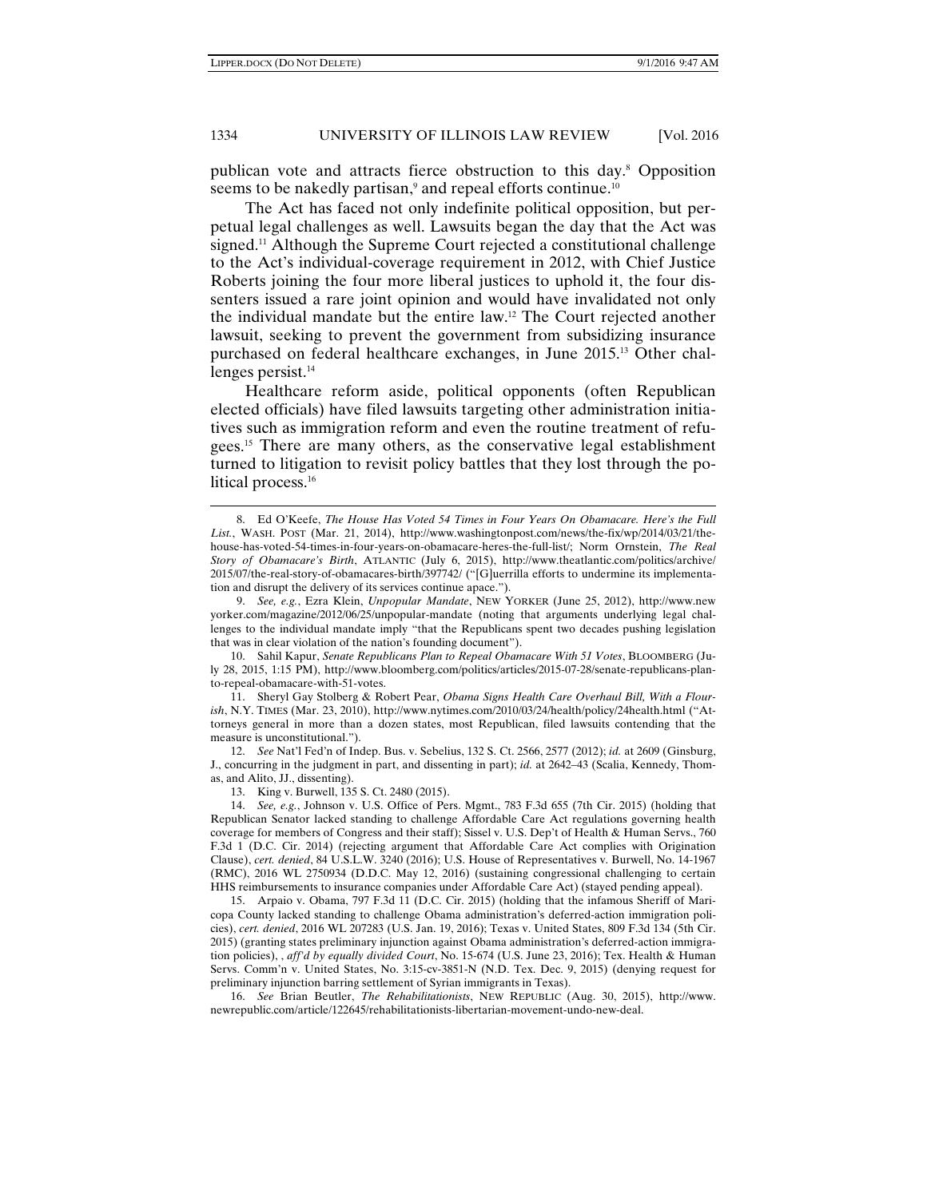publican vote and attracts fierce obstruction to this day.[8] Opposition seems to be nakedly partisan,[9] and repeal efforts continue.[10]

The Act has faced not only indefinite political opposition, but perpetual legal challenges as well. Lawsuits began the day that the Act was signed.[11] Although the Supreme Court rejected a constitutional challenge to the Act's individual-coverage requirement in 2012, with Chief Justice Roberts joining the four more liberal justices to uphold it, the four dissenters issued a rare joint opinion and would have invalidated not only the individual mandate but the entire law.[12] The Court rejected another lawsuit, seeking to prevent the government from subsidizing insurance purchased on federal healthcare exchanges, in June 2015.[13] Other challenges persist.[14]

Healthcare reform aside, political opponents (often Republican elected officials) have filed lawsuits targeting other administration initiatives such as immigration reform and even the routine treatment of refugees.[15] There are many others, as the conservative legal establishment turned to litigation to revisit policy battles that they lost through the political process.[16]

---

8. Ed O'Keefe, *The House Has Voted 54 Times in Four Years On Obamacare. Here's the Full List.*, WASH. POST (Mar. 21, 2014), http://www.washingtonpost.com/news/the-fix/wp/2014/03/21/the-house-has-voted-54-times-in-four-years-on-obamacare-heres-the-full-list/; Norm Ornstein, *The Real Story of Obamacare's Birth*, ATLANTIC (July 6, 2015), http://www.theatlantic.com/politics/archive/2015/07/the-real-story-of-obamacares-birth/397742/ ("[G]uerrilla efforts to undermine its implementation and disrupt the delivery of its services continue apace.").

9. *See, e.g.*, Ezra Klein, *Unpopular Mandate*, NEW YORKER (June 25, 2012), http://www.newyorker.com/magazine/2012/06/25/unpopular-mandate (noting that arguments underlying legal challenges to the individual mandate imply "that the Republicans spent two decades pushing legislation that was in clear violation of the nation's founding document").

10. Sahil Kapur, *Senate Republicans Plan to Repeal Obamacare With 51 Votes*, BLOOMBERG (July 28, 2015, 1:15 PM), http://www.bloomberg.com/politics/articles/2015-07-28/senate-republicans-plan-to-repeal-obamacare-with-51-votes.

11. Sheryl Gay Stolberg & Robert Pear, *Obama Signs Health Care Overhaul Bill, With a Flourish*, N.Y. TIMES (Mar. 23, 2010), http://www.nytimes.com/2010/03/24/health/policy/24health.html ("Attorneys general in more than a dozen states, most Republican, filed lawsuits contending that the measure is unconstitutional.").

12. *See* Nat'l Fed'n of Indep. Bus. v. Sebelius, 132 S. Ct. 2566, 2577 (2012); *id.* at 2609 (Ginsburg, J., concurring in the judgment in part, and dissenting in part); *id.* at 2642–43 (Scalia, Kennedy, Thomas, and Alito, JJ., dissenting).

13. King v. Burwell, 135 S. Ct. 2480 (2015).

14. *See, e.g.*, Johnson v. U.S. Office of Pers. Mgmt., 783 F.3d 655 (7th Cir. 2015) (holding that Republican Senator lacked standing to challenge Affordable Care Act regulations governing health coverage for members of Congress and their staff); Sissel v. U.S. Dep't of Health & Human Servs., 760 F.3d 1 (D.C. Cir. 2014) (rejecting argument that Affordable Care Act complies with Origination Clause), *cert. denied*, 84 U.S.L.W. 3240 (2016); U.S. House of Representatives v. Burwell, No. 14-1967 (RMC), 2016 WL 2750934 (D.D.C. May 12, 2016) (sustaining congressional challenging to certain HHS reimbursements to insurance companies under Affordable Care Act) (stayed pending appeal).

15. Arpaio v. Obama, 797 F.3d 11 (D.C. Cir. 2015) (holding that the infamous Sheriff of Maricopa County lacked standing to challenge Obama administration's deferred-action immigration policies), *cert. denied*, 2016 WL 207283 (U.S. Jan. 19, 2016); Texas v. United States, 809 F.3d 134 (5th Cir. 2015) (granting states preliminary injunction against Obama administration's deferred-action immigration policies), , *aff'd by equally divided Court*, No. 15-674 (U.S. June 23, 2016); Tex. Health & Human Servs. Comm'n v. United States, No. 3:15-cv-3851-N (N.D. Tex. Dec. 9, 2015) (denying request for preliminary injunction barring settlement of Syrian immigrants in Texas).

16. *See* Brian Beutler, *The Rehabilitationists*, NEW REPUBLIC (Aug. 30, 2015), http://www.newrepublic.com/article/122645/rehabilitationists-libertarian-movement-undo-new-deal.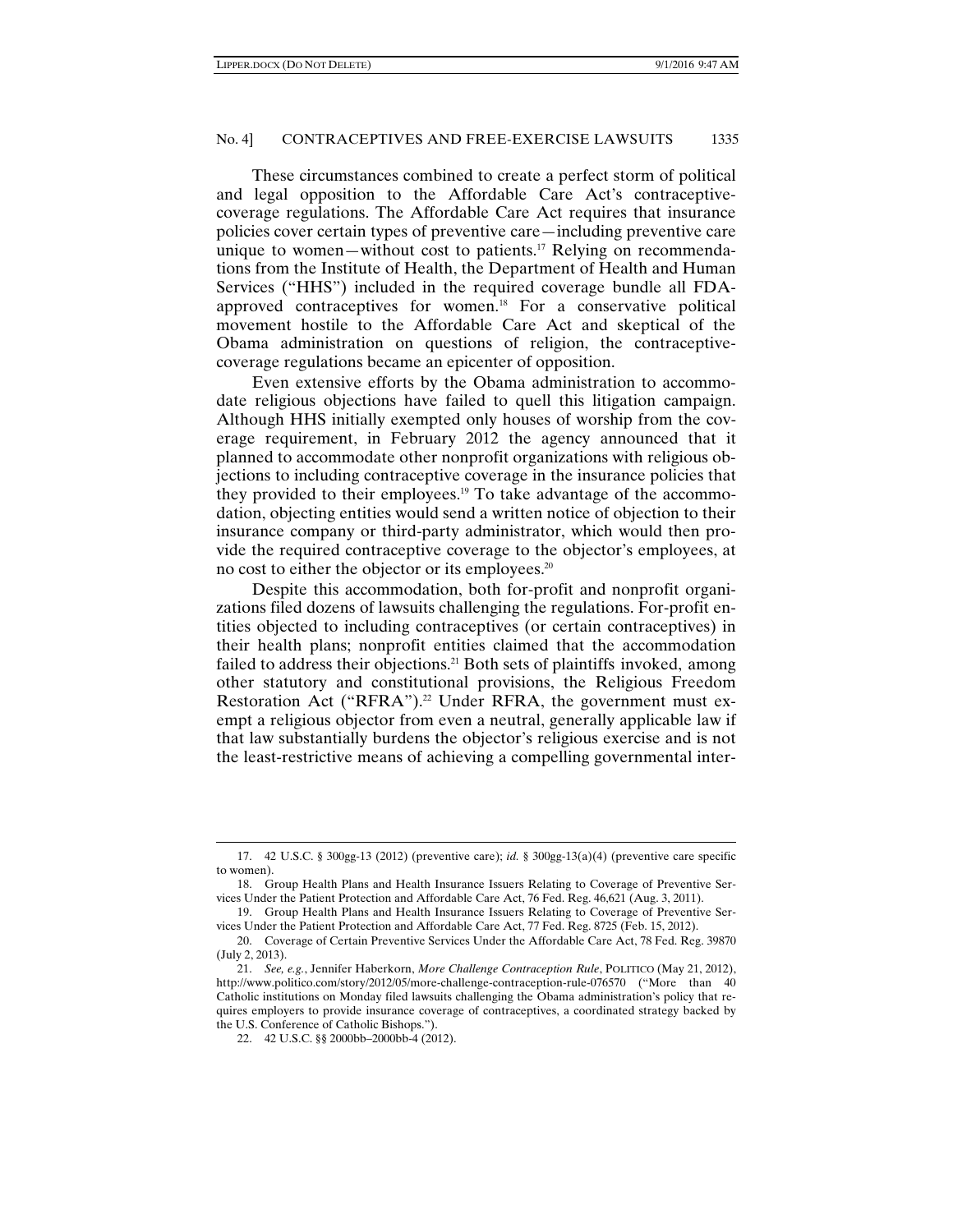These circumstances combined to create a perfect storm of political and legal opposition to the Affordable Care Act's contraceptive-coverage regulations. The Affordable Care Act requires that insurance policies cover certain types of preventive care—including preventive care unique to women—without cost to patients.[17] Relying on recommendations from the Institute of Health, the Department of Health and Human Services ("HHS") included in the required coverage bundle all FDA-approved contraceptives for women.[18] For a conservative political movement hostile to the Affordable Care Act and skeptical of the Obama administration on questions of religion, the contraceptive-coverage regulations became an epicenter of opposition.

Even extensive efforts by the Obama administration to accommodate religious objections have failed to quell this litigation campaign. Although HHS initially exempted only houses of worship from the coverage requirement, in February 2012 the agency announced that it planned to accommodate other nonprofit organizations with religious objections to including contraceptive coverage in the insurance policies that they provided to their employees.[19] To take advantage of the accommodation, objecting entities would send a written notice of objection to their insurance company or third-party administrator, which would then provide the required contraceptive coverage to the objector's employees, at no cost to either the objector or its employees.[20]

Despite this accommodation, both for-profit and nonprofit organizations filed dozens of lawsuits challenging the regulations. For-profit entities objected to including contraceptives (or certain contraceptives) in their health plans; nonprofit entities claimed that the accommodation failed to address their objections.[21] Both sets of plaintiffs invoked, among other statutory and constitutional provisions, the Religious Freedom Restoration Act ("RFRA").[22] Under RFRA, the government must exempt a religious objector from even a neutral, generally applicable law if that law substantially burdens the objector's religious exercise and is not the least-restrictive means of achieving a compelling governmental inter-

---

17. 42 U.S.C. § 300gg-13 (2012) (preventive care); *id.* § 300gg-13(a)(4) (preventive care specific to women).

18. Group Health Plans and Health Insurance Issuers Relating to Coverage of Preventive Services Under the Patient Protection and Affordable Care Act, 76 Fed. Reg. 46,621 (Aug. 3, 2011).

19. Group Health Plans and Health Insurance Issuers Relating to Coverage of Preventive Services Under the Patient Protection and Affordable Care Act, 77 Fed. Reg. 8725 (Feb. 15, 2012).

20. Coverage of Certain Preventive Services Under the Affordable Care Act, 78 Fed. Reg. 39870 (July 2, 2013).

21. *See, e.g.*, Jennifer Haberkorn, *More Challenge Contraception Rule*, POLITICO (May 21, 2012), http://www.politico.com/story/2012/05/more-challenge-contraception-rule-076570 ("More than 40 Catholic institutions on Monday filed lawsuits challenging the Obama administration's policy that requires employers to provide insurance coverage of contraceptives, a coordinated strategy backed by the U.S. Conference of Catholic Bishops.").

22. 42 U.S.C. §§ 2000bb–2000bb-4 (2012).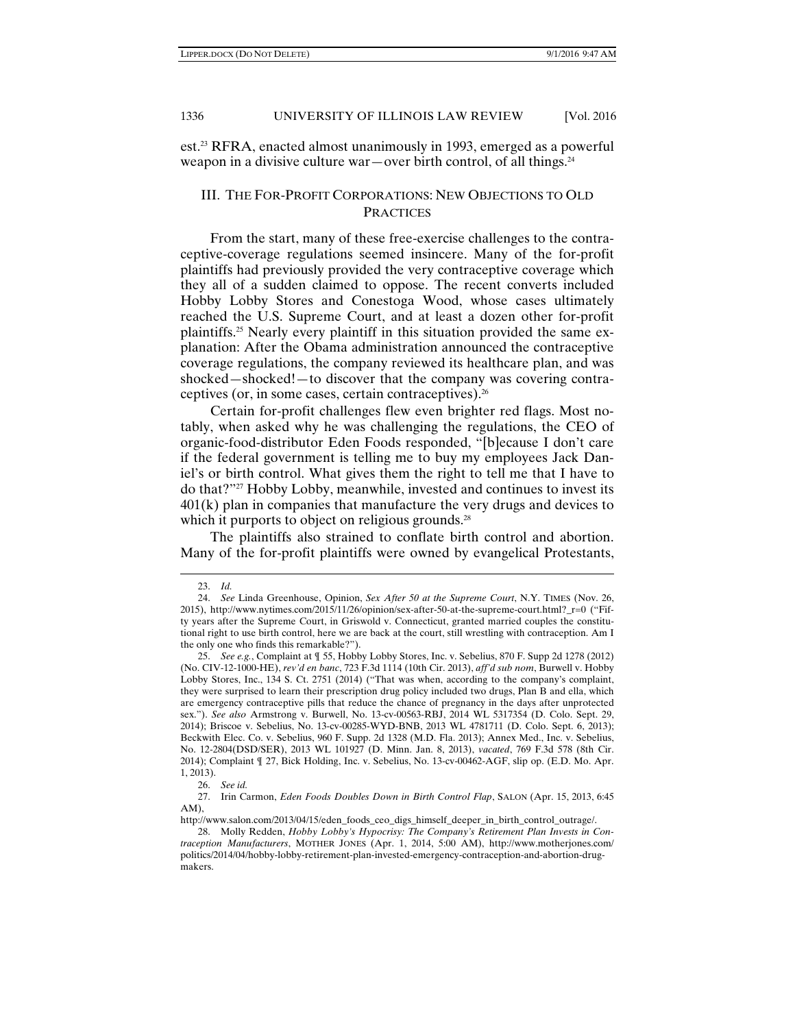est.[23] RFRA, enacted almost unanimously in 1993, emerged as a powerful weapon in a divisive culture war—over birth control, of all things.[24]

## III. THE FOR-PROFIT CORPORATIONS: NEW OBJECTIONS TO OLD PRACTICES

From the start, many of these free-exercise challenges to the contraceptive-coverage regulations seemed insincere. Many of the for-profit plaintiffs had previously provided the very contraceptive coverage which they all of a sudden claimed to oppose. The recent converts included Hobby Lobby Stores and Conestoga Wood, whose cases ultimately reached the U.S. Supreme Court, and at least a dozen other for-profit plaintiffs.[25] Nearly every plaintiff in this situation provided the same explanation: After the Obama administration announced the contraceptive coverage regulations, the company reviewed its healthcare plan, and was shocked—shocked!—to discover that the company was covering contraceptives (or, in some cases, certain contraceptives).[26]

Certain for-profit challenges flew even brighter red flags. Most notably, when asked why he was challenging the regulations, the CEO of organic-food-distributor Eden Foods responded, "[b]ecause I don't care if the federal government is telling me to buy my employees Jack Daniel's or birth control. What gives them the right to tell me that I have to do that?"[27] Hobby Lobby, meanwhile, invested and continues to invest its 401(k) plan in companies that manufacture the very drugs and devices to which it purports to object on religious grounds.[28]

The plaintiffs also strained to conflate birth control and abortion. Many of the for-profit plaintiffs were owned by evangelical Protestants,

---

23. *Id.*

24. *See* Linda Greenhouse, Opinion, *Sex After 50 at the Supreme Court*, N.Y. TIMES (Nov. 26, 2015), http://www.nytimes.com/2015/11/26/opinion/sex-after-50-at-the-supreme-court.html?_r=0 ("Fifty years after the Supreme Court, in Griswold v. Connecticut, granted married couples the constitutional right to use birth control, here we are back at the court, still wrestling with contraception. Am I the only one who finds this remarkable?").

25. *See e.g.*, Complaint at ¶ 55, Hobby Lobby Stores, Inc. v. Sebelius, 870 F. Supp 2d 1278 (2012) (No. CIV-12-1000-HE), *rev'd en banc*, 723 F.3d 1114 (10th Cir. 2013), *aff'd sub nom*, Burwell v. Hobby Lobby Stores, Inc., 134 S. Ct. 2751 (2014) ("That was when, according to the company's complaint, they were surprised to learn their prescription drug policy included two drugs, Plan B and ella, which are emergency contraceptive pills that reduce the chance of pregnancy in the days after unprotected sex."). *See also* Armstrong v. Burwell, No. 13-cv-00563-RBJ, 2014 WL 5317354 (D. Colo. Sept. 29, 2014); Briscoe v. Sebelius, No. 13-cv-00285-WYD-BNB, 2013 WL 4781711 (D. Colo. Sept. 6, 2013); Beckwith Elec. Co. v. Sebelius, 960 F. Supp. 2d 1328 (M.D. Fla. 2013); Annex Med., Inc. v. Sebelius, No. 12-2804(DSD/SER), 2013 WL 101927 (D. Minn. Jan. 8, 2013), *vacated*, 769 F.3d 578 (8th Cir. 2014); Complaint ¶ 27, Bick Holding, Inc. v. Sebelius, No. 13-cv-00462-AGF, slip op. (E.D. Mo. Apr. 1, 2013).

26. *See id.*

27. Irin Carmon, *Eden Foods Doubles Down in Birth Control Flap*, SALON (Apr. 15, 2013, 6:45 AM), http://www.salon.com/2013/04/15/eden_foods_ceo_digs_himself_deeper_in_birth_control_outrage/.

28. Molly Redden, *Hobby Lobby's Hypocrisy: The Company's Retirement Plan Invests in Contraception Manufacturers*, MOTHER JONES (Apr. 1, 2014, 5:00 AM), http://www.motherjones.com/politics/2014/04/hobby-lobby-retirement-plan-invested-emergency-contraception-and-abortion-drugmakers.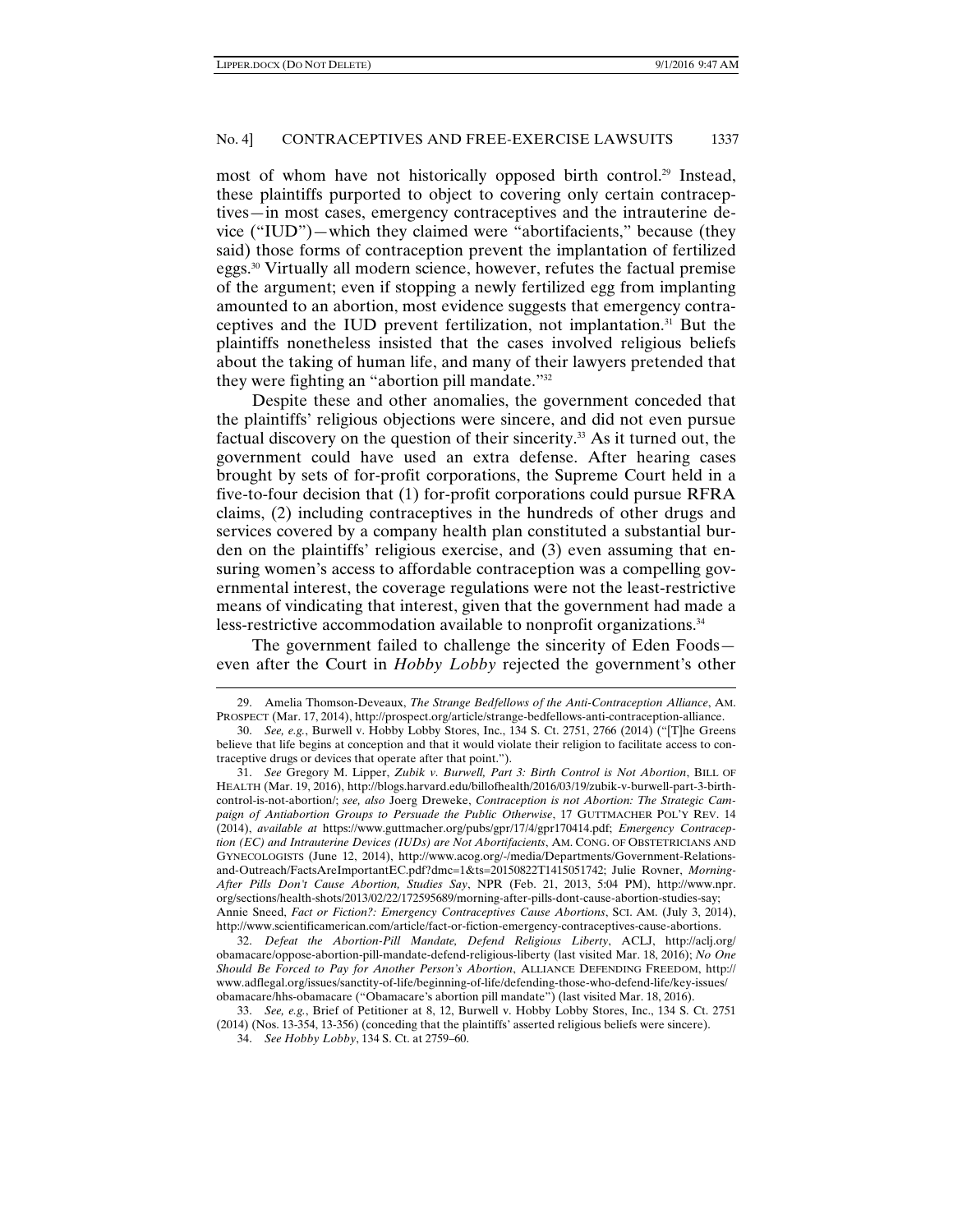most of whom have not historically opposed birth control.[29] Instead, these plaintiffs purported to object to covering only certain contraceptives—in most cases, emergency contraceptives and the intrauterine device ("IUD")—which they claimed were "abortifacients," because (they said) those forms of contraception prevent the implantation of fertilized eggs.[30] Virtually all modern science, however, refutes the factual premise of the argument; even if stopping a newly fertilized egg from implanting amounted to an abortion, most evidence suggests that emergency contraceptives and the IUD prevent fertilization, not implantation.[31] But the plaintiffs nonetheless insisted that the cases involved religious beliefs about the taking of human life, and many of their lawyers pretended that they were fighting an "abortion pill mandate."[32]

Despite these and other anomalies, the government conceded that the plaintiffs' religious objections were sincere, and did not even pursue factual discovery on the question of their sincerity.[33] As it turned out, the government could have used an extra defense. After hearing cases brought by sets of for-profit corporations, the Supreme Court held in a five-to-four decision that (1) for-profit corporations could pursue RFRA claims, (2) including contraceptives in the hundreds of other drugs and services covered by a company health plan constituted a substantial burden on the plaintiffs' religious exercise, and (3) even assuming that ensuring women's access to affordable contraception was a compelling governmental interest, the coverage regulations were not the least-restrictive means of vindicating that interest, given that the government had made a less-restrictive accommodation available to nonprofit organizations.[34]

The government failed to challenge the sincerity of Eden Foods—even after the Court in *Hobby Lobby* rejected the government's other

---

29. Amelia Thomson-Deveaux, *The Strange Bedfellows of the Anti-Contraception Alliance*, AM. PROSPECT (Mar. 17, 2014), http://prospect.org/article/strange-bedfellows-anti-contraception-alliance.

30. *See, e.g.*, Burwell v. Hobby Lobby Stores, Inc., 134 S. Ct. 2751, 2766 (2014) ("[T]he Greens believe that life begins at conception and that it would violate their religion to facilitate access to contraceptive drugs or devices that operate after that point.").

31. *See* Gregory M. Lipper, *Zubik v. Burwell, Part 3: Birth Control is Not Abortion*, BILL OF HEALTH (Mar. 19, 2016), http://blogs.harvard.edu/billofhealth/2016/03/19/zubik-v-burwell-part-3-birth-control-is-not-abortion/; *see, also* Joerg Dreweke, *Contraception is not Abortion: The Strategic Campaign of Antiabortion Groups to Persuade the Public Otherwise*, 17 GUTTMACHER POL'Y REV. 14 (2014), *available at* https://www.guttmacher.org/pubs/gpr/17/4/gpr170414.pdf; *Emergency Contraception (EC) and Intrauterine Devices (IUDs) are Not Abortifacients*, AM. CONG. OF OBSTETRICIANS AND GYNECOLOGISTS (June 12, 2014), http://www.acog.org/-/media/Departments/Government-Relations-and-Outreach/FactsAreImportantEC.pdf?dmc=1&ts=20150822T1415051742; Julie Rovner, *Morning-After Pills Don't Cause Abortion, Studies Say*, NPR (Feb. 21, 2013, 5:04 PM), http://www.npr.org/sections/health-shots/2013/02/22/172595689/morning-after-pills-dont-cause-abortion-studies-say; Annie Sneed, *Fact or Fiction?: Emergency Contraceptives Cause Abortions*, SCI. AM. (July 3, 2014), http://www.scientificamerican.com/article/fact-or-fiction-emergency-contraceptives-cause-abortions.

32. *Defeat the Abortion-Pill Mandate, Defend Religious Liberty*, ACLJ, http://aclj.org/obamacare/oppose-abortion-pill-mandate-defend-religious-liberty (last visited Mar. 18, 2016); *No One Should Be Forced to Pay for Another Person's Abortion*, ALLIANCE DEFENDING FREEDOM, http://www.adflegal.org/issues/sanctity-of-life/beginning-of-life/defending-those-who-defend-life/key-issues/obamacare/hhs-obamacare ("Obamacare's abortion pill mandate") (last visited Mar. 18, 2016).

33. *See, e.g.*, Brief of Petitioner at 8, 12, Burwell v. Hobby Lobby Stores, Inc., 134 S. Ct. 2751 (2014) (Nos. 13-354, 13-356) (conceding that the plaintiffs' asserted religious beliefs were sincere).

34. *See Hobby Lobby*, 134 S. Ct. at 2759–60.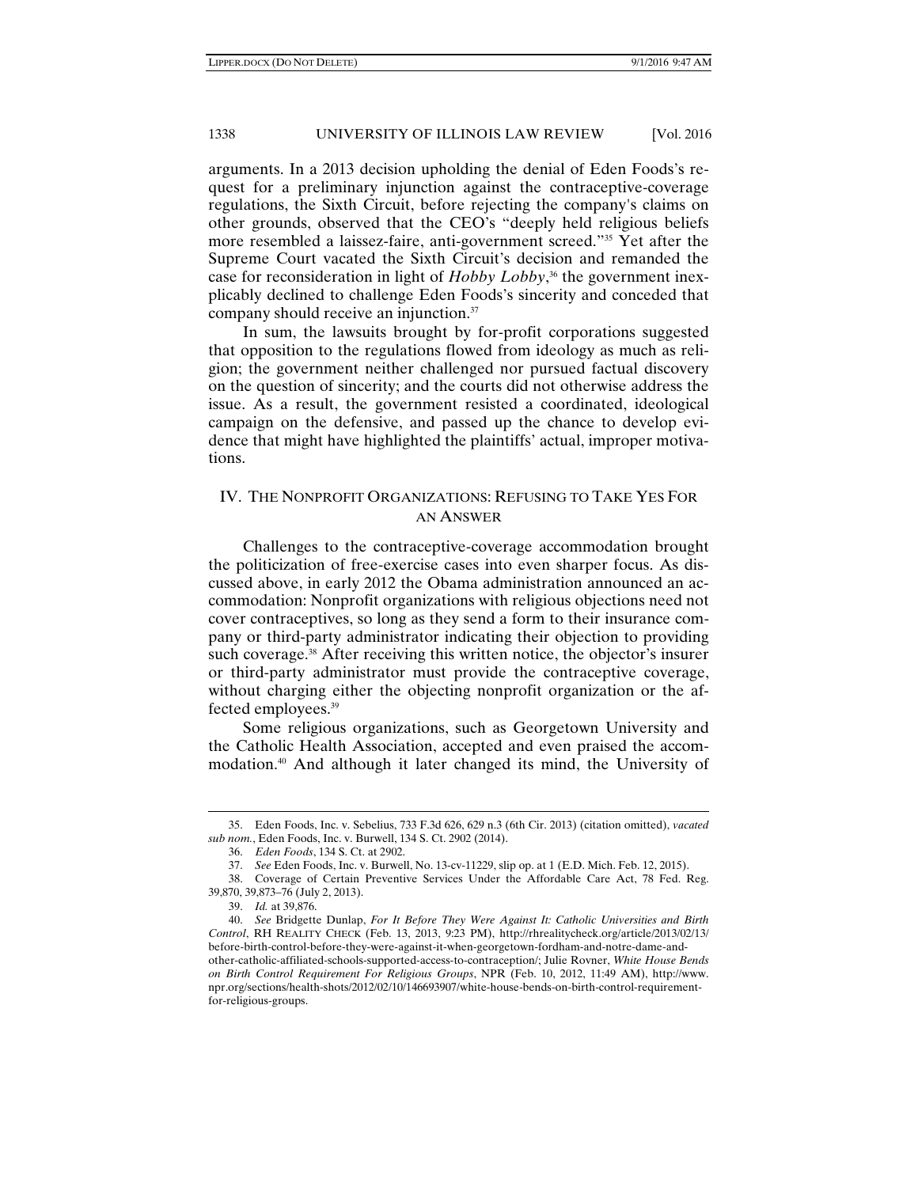arguments. In a 2013 decision upholding the denial of Eden Foods's request for a preliminary injunction against the contraceptive-coverage regulations, the Sixth Circuit, before rejecting the company's claims on other grounds, observed that the CEO's "deeply held religious beliefs more resembled a laissez-faire, anti-government screed."[35] Yet after the Supreme Court vacated the Sixth Circuit's decision and remanded the case for reconsideration in light of *Hobby Lobby*,[36] the government inexplicably declined to challenge Eden Foods's sincerity and conceded that company should receive an injunction.[37]

In sum, the lawsuits brought by for-profit corporations suggested that opposition to the regulations flowed from ideology as much as religion; the government neither challenged nor pursued factual discovery on the question of sincerity; and the courts did not otherwise address the issue. As a result, the government resisted a coordinated, ideological campaign on the defensive, and passed up the chance to develop evidence that might have highlighted the plaintiffs' actual, improper motivations.

## IV. THE NONPROFIT ORGANIZATIONS: REFUSING TO TAKE YES FOR AN ANSWER

Challenges to the contraceptive-coverage accommodation brought the politicization of free-exercise cases into even sharper focus. As discussed above, in early 2012 the Obama administration announced an accommodation: Nonprofit organizations with religious objections need not cover contraceptives, so long as they send a form to their insurance company or third-party administrator indicating their objection to providing such coverage.[38] After receiving this written notice, the objector's insurer or third-party administrator must provide the contraceptive coverage, without charging either the objecting nonprofit organization or the affected employees.[39]

Some religious organizations, such as Georgetown University and the Catholic Health Association, accepted and even praised the accommodation.[40] And although it later changed its mind, the University of

---

35. Eden Foods, Inc. v. Sebelius, 733 F.3d 626, 629 n.3 (6th Cir. 2013) (citation omitted), *vacated sub nom.*, Eden Foods, Inc. v. Burwell, 134 S. Ct. 2902 (2014).

36. *Eden Foods*, 134 S. Ct. at 2902.

37. *See* Eden Foods, Inc. v. Burwell, No. 13-cv-11229, slip op. at 1 (E.D. Mich. Feb. 12, 2015).

38. Coverage of Certain Preventive Services Under the Affordable Care Act, 78 Fed. Reg. 39,870, 39,873–76 (July 2, 2013).

39. *Id.* at 39,876.

40. *See* Bridgette Dunlap, *For It Before They Were Against It: Catholic Universities and Birth Control*, RH REALITY CHECK (Feb. 13, 2013, 9:23 PM), http://rhrealitycheck.org/article/2013/02/13/before-birth-control-before-they-were-against-it-when-georgetown-fordham-and-notre-dame-and-other-catholic-affiliated-schools-supported-access-to-contraception/; Julie Rovner, *White House Bends on Birth Control Requirement For Religious Groups*, NPR (Feb. 10, 2012, 11:49 AM), http://www.npr.org/sections/health-shots/2012/02/10/146693907/white-house-bends-on-birth-control-requirement-for-religious-groups.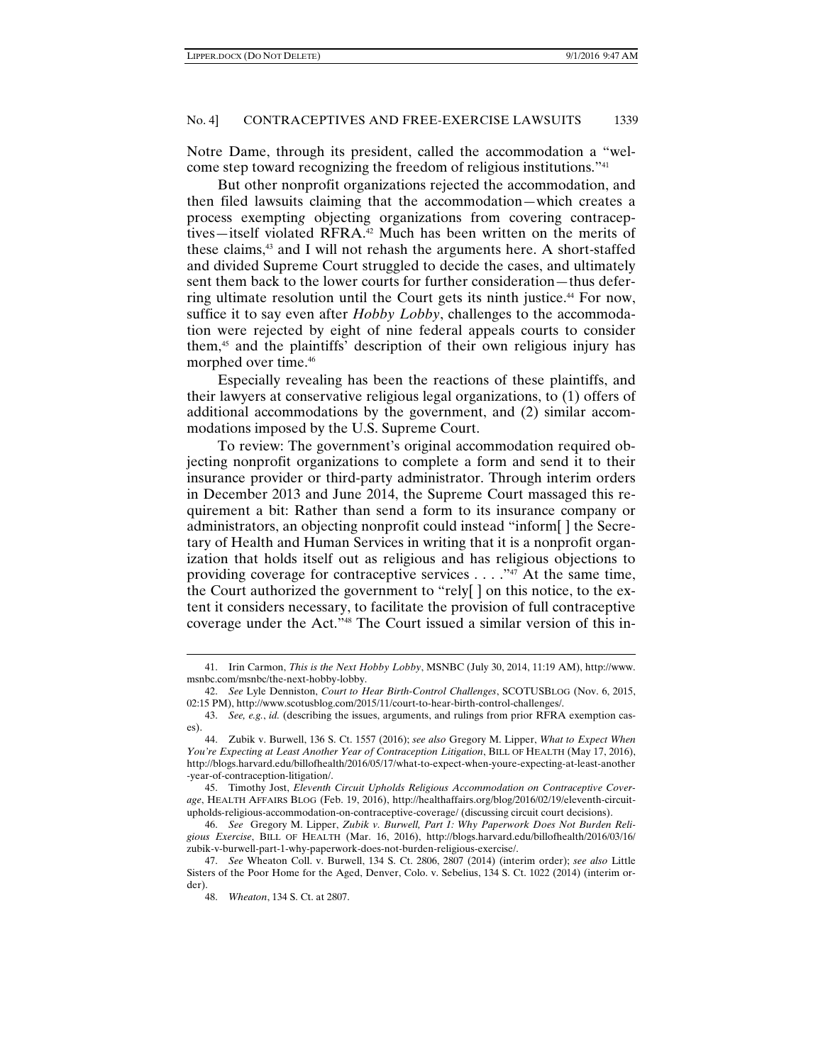Notre Dame, through its president, called the accommodation a "welcome step toward recognizing the freedom of religious institutions."[41]

But other nonprofit organizations rejected the accommodation, and then filed lawsuits claiming that the accommodation—which creates a process exempting objecting organizations from covering contraceptives—itself violated RFRA.[42] Much has been written on the merits of these claims,[43] and I will not rehash the arguments here. A short-staffed and divided Supreme Court struggled to decide the cases, and ultimately sent them back to the lower courts for further consideration—thus deferring ultimate resolution until the Court gets its ninth justice.[44] For now, suffice it to say even after *Hobby Lobby*, challenges to the accommodation were rejected by eight of nine federal appeals courts to consider them,[45] and the plaintiffs' description of their own religious injury has morphed over time.[46]

Especially revealing has been the reactions of these plaintiffs, and their lawyers at conservative religious legal organizations, to (1) offers of additional accommodations by the government, and (2) similar accommodations imposed by the U.S. Supreme Court.

To review: The government's original accommodation required objecting nonprofit organizations to complete a form and send it to their insurance provider or third-party administrator. Through interim orders in December 2013 and June 2014, the Supreme Court massaged this requirement a bit: Rather than send a form to its insurance company or administrators, an objecting nonprofit could instead "inform[ ] the Secretary of Health and Human Services in writing that it is a nonprofit organization that holds itself out as religious and has religious objections to providing coverage for contraceptive services . . . ."[47] At the same time, the Court authorized the government to "rely[ ] on this notice, to the extent it considers necessary, to facilitate the provision of full contraceptive coverage under the Act."[48] The Court issued a similar version of this in-

---

41. Irin Carmon, *This is the Next Hobby Lobby*, MSNBC (July 30, 2014, 11:19 AM), http://www.msnbc.com/msnbc/the-next-hobby-lobby.

42. *See* Lyle Denniston, *Court to Hear Birth-Control Challenges*, SCOTUSBLOG (Nov. 6, 2015, 02:15 PM), http://www.scotusblog.com/2015/11/court-to-hear-birth-control-challenges/.

43. *See, e.g.*, *id.* (describing the issues, arguments, and rulings from prior RFRA exemption cases).

44. Zubik v. Burwell, 136 S. Ct. 1557 (2016); *see also* Gregory M. Lipper, *What to Expect When You're Expecting at Least Another Year of Contraception Litigation*, BILL OF HEALTH (May 17, 2016), http://blogs.harvard.edu/billofhealth/2016/05/17/what-to-expect-when-youre-expecting-at-least-another-year-of-contraception-litigation/.

45. Timothy Jost, *Eleventh Circuit Upholds Religious Accommodation on Contraceptive Coverage*, HEALTH AFFAIRS BLOG (Feb. 19, 2016), http://healthaffairs.org/blog/2016/02/19/eleventh-circuit-upholds-religious-accommodation-on-contraceptive-coverage/ (discussing circuit court decisions).

46. *See* Gregory M. Lipper, *Zubik v. Burwell, Part 1: Why Paperwork Does Not Burden Religious Exercise*, BILL OF HEALTH (Mar. 16, 2016), http://blogs.harvard.edu/billofhealth/2016/03/16/zubik-v-burwell-part-1-why-paperwork-does-not-burden-religious-exercise/.

47. *See* Wheaton Coll. v. Burwell, 134 S. Ct. 2806, 2807 (2014) (interim order); *see also* Little Sisters of the Poor Home for the Aged, Denver, Colo. v. Sebelius, 134 S. Ct. 1022 (2014) (interim order).

48. *Wheaton*, 134 S. Ct. at 2807.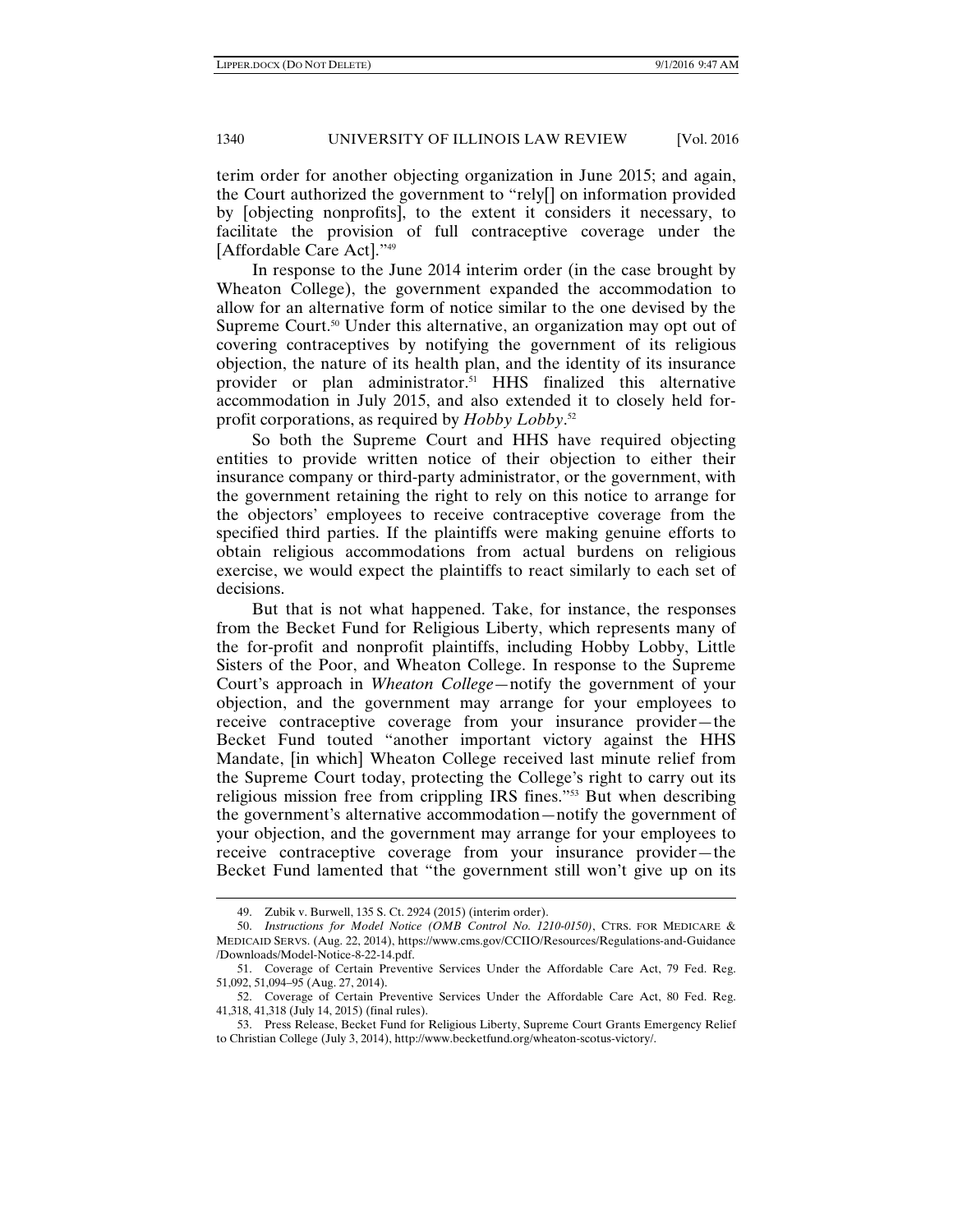terim order for another objecting organization in June 2015; and again, the Court authorized the government to "rely[] on information provided by [objecting nonprofits], to the extent it considers it necessary, to facilitate the provision of full contraceptive coverage under the [Affordable Care Act]."[49]

In response to the June 2014 interim order (in the case brought by Wheaton College), the government expanded the accommodation to allow for an alternative form of notice similar to the one devised by the Supreme Court.[50] Under this alternative, an organization may opt out of covering contraceptives by notifying the government of its religious objection, the nature of its health plan, and the identity of its insurance provider or plan administrator.[51] HHS finalized this alternative accommodation in July 2015, and also extended it to closely held for-profit corporations, as required by *Hobby Lobby*.[52]

So both the Supreme Court and HHS have required objecting entities to provide written notice of their objection to either their insurance company or third-party administrator, or the government, with the government retaining the right to rely on this notice to arrange for the objectors' employees to receive contraceptive coverage from the specified third parties. If the plaintiffs were making genuine efforts to obtain religious accommodations from actual burdens on religious exercise, we would expect the plaintiffs to react similarly to each set of decisions.

But that is not what happened. Take, for instance, the responses from the Becket Fund for Religious Liberty, which represents many of the for-profit and nonprofit plaintiffs, including Hobby Lobby, Little Sisters of the Poor, and Wheaton College. In response to the Supreme Court's approach in *Wheaton College*—notify the government of your objection, and the government may arrange for your employees to receive contraceptive coverage from your insurance provider—the Becket Fund touted "another important victory against the HHS Mandate, [in which] Wheaton College received last minute relief from the Supreme Court today, protecting the College's right to carry out its religious mission free from crippling IRS fines."[53] But when describing the government's alternative accommodation—notify the government of your objection, and the government may arrange for your employees to receive contraceptive coverage from your insurance provider—the Becket Fund lamented that "the government still won't give up on its

---

49. Zubik v. Burwell, 135 S. Ct. 2924 (2015) (interim order).

50. *Instructions for Model Notice (OMB Control No. 1210-0150)*, CTRS. FOR MEDICARE & MEDICAID SERVS. (Aug. 22, 2014), https://www.cms.gov/CCIIO/Resources/Regulations-and-Guidance/Downloads/Model-Notice-8-22-14.pdf.

51. Coverage of Certain Preventive Services Under the Affordable Care Act, 79 Fed. Reg. 51,092, 51,094–95 (Aug. 27, 2014).

52. Coverage of Certain Preventive Services Under the Affordable Care Act, 80 Fed. Reg. 41,318, 41,318 (July 14, 2015) (final rules).

53. Press Release, Becket Fund for Religious Liberty, Supreme Court Grants Emergency Relief to Christian College (July 3, 2014), http://www.becketfund.org/wheaton-scotus-victory/.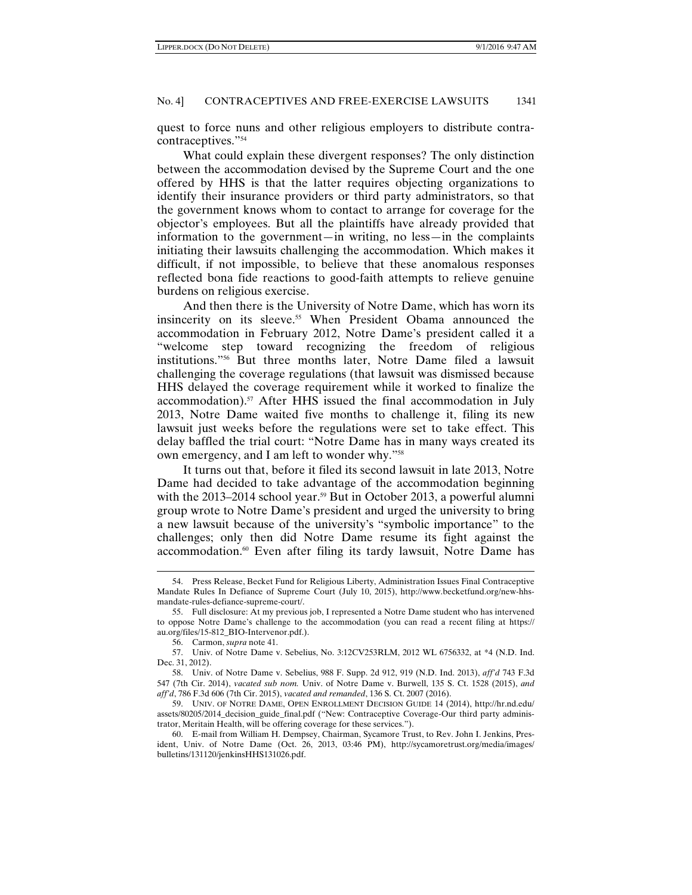quest to force nuns and other religious employers to distribute contra-contraceptives."[54]

What could explain these divergent responses? The only distinction between the accommodation devised by the Supreme Court and the one offered by HHS is that the latter requires objecting organizations to identify their insurance providers or third party administrators, so that the government knows whom to contact to arrange for coverage for the objector's employees. But all the plaintiffs have already provided that information to the government—in writing, no less—in the complaints initiating their lawsuits challenging the accommodation. Which makes it difficult, if not impossible, to believe that these anomalous responses reflected bona fide reactions to good-faith attempts to relieve genuine burdens on religious exercise.

And then there is the University of Notre Dame, which has worn its insincerity on its sleeve.[55] When President Obama announced the accommodation in February 2012, Notre Dame's president called it a "welcome step toward recognizing the freedom of religious institutions."[56] But three months later, Notre Dame filed a lawsuit challenging the coverage regulations (that lawsuit was dismissed because HHS delayed the coverage requirement while it worked to finalize the accommodation).[57] After HHS issued the final accommodation in July 2013, Notre Dame waited five months to challenge it, filing its new lawsuit just weeks before the regulations were set to take effect. This delay baffled the trial court: "Notre Dame has in many ways created its own emergency, and I am left to wonder why."[58]

It turns out that, before it filed its second lawsuit in late 2013, Notre Dame had decided to take advantage of the accommodation beginning with the 2013–2014 school year.[59] But in October 2013, a powerful alumni group wrote to Notre Dame's president and urged the university to bring a new lawsuit because of the university's "symbolic importance" to the challenges; only then did Notre Dame resume its fight against the accommodation.[60] Even after filing its tardy lawsuit, Notre Dame has

---

54. Press Release, Becket Fund for Religious Liberty, Administration Issues Final Contraceptive Mandate Rules In Defiance of Supreme Court (July 10, 2015), http://www.becketfund.org/new-hhs-mandate-rules-defiance-supreme-court/.

55. Full disclosure: At my previous job, I represented a Notre Dame student who has intervened to oppose Notre Dame's challenge to the accommodation (you can read a recent filing at https://au.org/files/15-812_BIO-Intervenor.pdf.).

56. Carmon, *supra* note 41.

57. Univ. of Notre Dame v. Sebelius, No. 3:12CV253RLM, 2012 WL 6756332, at *4 (N.D. Ind. Dec. 31, 2012).

58. Univ. of Notre Dame v. Sebelius, 988 F. Supp. 2d 912, 919 (N.D. Ind. 2013), *aff'd* 743 F.3d 547 (7th Cir. 2014), *vacated sub nom.* Univ. of Notre Dame v. Burwell, 135 S. Ct. 1528 (2015), *and aff'd*, 786 F.3d 606 (7th Cir. 2015), *vacated and remanded*, 136 S. Ct. 2007 (2016).

59. UNIV. OF NOTRE DAME, OPEN ENROLLMENT DECISION GUIDE 14 (2014), http://hr.nd.edu/assets/80205/2014_decision_guide_final.pdf ("New: Contraceptive Coverage-Our third party administrator, Meritain Health, will be offering coverage for these services.").

60. E-mail from William H. Dempsey, Chairman, Sycamore Trust, to Rev. John I. Jenkins, President, Univ. of Notre Dame (Oct. 26, 2013, 03:46 PM), http://sycamoretrust.org/media/images/bulletins/131120/jenkinsHHS131026.pdf.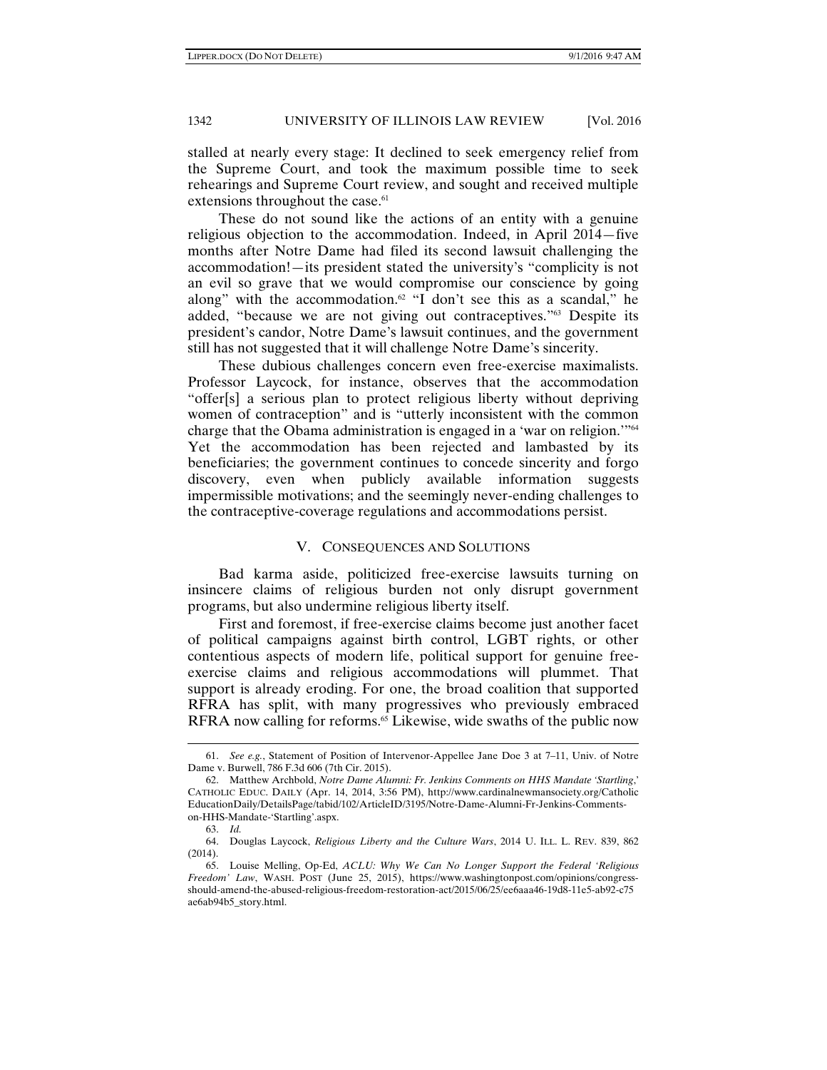stalled at nearly every stage: It declined to seek emergency relief from the Supreme Court, and took the maximum possible time to seek rehearings and Supreme Court review, and sought and received multiple extensions throughout the case.[61]

These do not sound like the actions of an entity with a genuine religious objection to the accommodation. Indeed, in April 2014—five months after Notre Dame had filed its second lawsuit challenging the accommodation!—its president stated the university's "complicity is not an evil so grave that we would compromise our conscience by going along" with the accommodation.[62] "I don't see this as a scandal," he added, "because we are not giving out contraceptives."[63] Despite its president's candor, Notre Dame's lawsuit continues, and the government still has not suggested that it will challenge Notre Dame's sincerity.

These dubious challenges concern even free-exercise maximalists. Professor Laycock, for instance, observes that the accommodation "offer[s] a serious plan to protect religious liberty without depriving women of contraception" and is "utterly inconsistent with the common charge that the Obama administration is engaged in a 'war on religion.'"[64] Yet the accommodation has been rejected and lambasted by its beneficiaries; the government continues to concede sincerity and forgo discovery, even when publicly available information suggests impermissible motivations; and the seemingly never-ending challenges to the contraceptive-coverage regulations and accommodations persist.

## V. CONSEQUENCES AND SOLUTIONS

Bad karma aside, politicized free-exercise lawsuits turning on insincere claims of religious burden not only disrupt government programs, but also undermine religious liberty itself.

First and foremost, if free-exercise claims become just another facet of political campaigns against birth control, LGBT rights, or other contentious aspects of modern life, political support for genuine free-exercise claims and religious accommodations will plummet. That support is already eroding. For one, the broad coalition that supported RFRA has split, with many progressives who previously embraced RFRA now calling for reforms.[65] Likewise, wide swaths of the public now

---

61. *See e.g.*, Statement of Position of Intervenor-Appellee Jane Doe 3 at 7–11, Univ. of Notre Dame v. Burwell, 786 F.3d 606 (7th Cir. 2015).

62. Matthew Archbold, *Notre Dame Alumni: Fr. Jenkins Comments on HHS Mandate 'Startling*,' CATHOLIC EDUC. DAILY (Apr. 14, 2014, 3:56 PM), http://www.cardinalnewmansociety.org/CatholicEducationDaily/DetailsPage/tabid/102/ArticleID/3195/Notre-Dame-Alumni-Fr-Jenkins-Comments-on-HHS-Mandate-'Startling'.aspx.

63. *Id.*

64. Douglas Laycock, *Religious Liberty and the Culture Wars*, 2014 U. ILL. L. REV. 839, 862 (2014).

65. Louise Melling, Op-Ed, *ACLU: Why We Can No Longer Support the Federal 'Religious Freedom' Law*, WASH. POST (June 25, 2015), https://www.washingtonpost.com/opinions/congress-should-amend-the-abused-religious-freedom-restoration-act/2015/06/25/ee6aaa46-19d8-11e5-ab92-c75ae6ab94b5_story.html.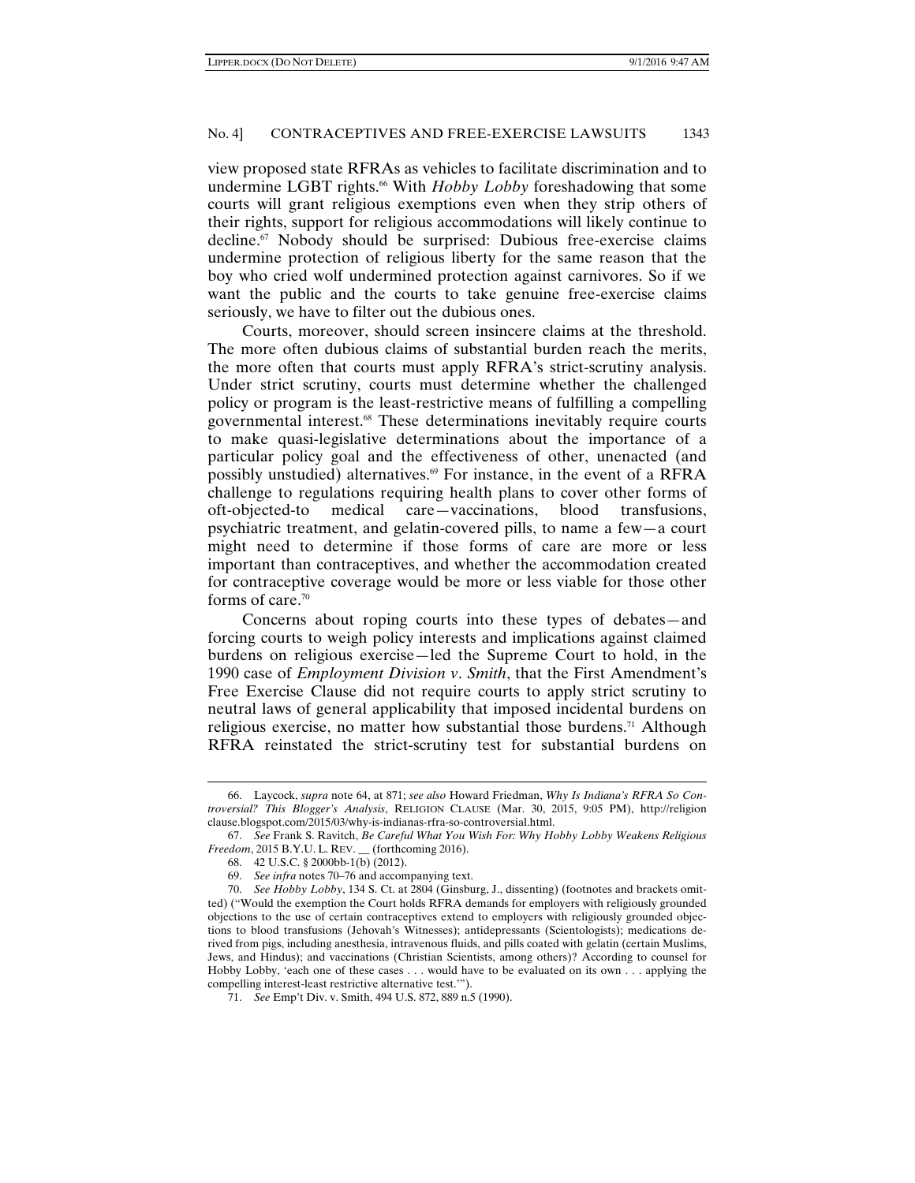view proposed state RFRAs as vehicles to facilitate discrimination and to undermine LGBT rights.[66] With *Hobby Lobby* foreshadowing that some courts will grant religious exemptions even when they strip others of their rights, support for religious accommodations will likely continue to decline.[67] Nobody should be surprised: Dubious free-exercise claims undermine protection of religious liberty for the same reason that the boy who cried wolf undermined protection against carnivores. So if we want the public and the courts to take genuine free-exercise claims seriously, we have to filter out the dubious ones.

Courts, moreover, should screen insincere claims at the threshold. The more often dubious claims of substantial burden reach the merits, the more often that courts must apply RFRA's strict-scrutiny analysis. Under strict scrutiny, courts must determine whether the challenged policy or program is the least-restrictive means of fulfilling a compelling governmental interest.[68] These determinations inevitably require courts to make quasi-legislative determinations about the importance of a particular policy goal and the effectiveness of other, unenacted (and possibly unstudied) alternatives.[69] For instance, in the event of a RFRA challenge to regulations requiring health plans to cover other forms of oft-objected-to medical care—vaccinations, blood transfusions, psychiatric treatment, and gelatin-covered pills, to name a few—a court might need to determine if those forms of care are more or less important than contraceptives, and whether the accommodation created for contraceptive coverage would be more or less viable for those other forms of care.[70]

Concerns about roping courts into these types of debates—and forcing courts to weigh policy interests and implications against claimed burdens on religious exercise—led the Supreme Court to hold, in the 1990 case of *Employment Division v. Smith*, that the First Amendment's Free Exercise Clause did not require courts to apply strict scrutiny to neutral laws of general applicability that imposed incidental burdens on religious exercise, no matter how substantial those burdens.[71] Although RFRA reinstated the strict-scrutiny test for substantial burdens on

---

66. Laycock, *supra* note 64, at 871; *see also* Howard Friedman, *Why Is Indiana's RFRA So Controversial? This Blogger's Analysis*, RELIGION CLAUSE (Mar. 30, 2015, 9:05 PM), http://religionclause.blogspot.com/2015/03/why-is-indianas-rfra-so-controversial.html.

67. *See* Frank S. Ravitch, *Be Careful What You Wish For: Why Hobby Lobby Weakens Religious Freedom*, 2015 B.Y.U. L. REV. __ (forthcoming 2016).

68. 42 U.S.C. § 2000bb-1(b) (2012).

69. *See infra* notes 70–76 and accompanying text.

70. *See Hobby Lobby*, 134 S. Ct. at 2804 (Ginsburg, J., dissenting) (footnotes and brackets omitted) ("Would the exemption the Court holds RFRA demands for employers with religiously grounded objections to the use of certain contraceptives extend to employers with religiously grounded objections to blood transfusions (Jehovah's Witnesses); antidepressants (Scientologists); medications derived from pigs, including anesthesia, intravenous fluids, and pills coated with gelatin (certain Muslims, Jews, and Hindus); and vaccinations (Christian Scientists, among others)? According to counsel for Hobby Lobby, 'each one of these cases . . . would have to be evaluated on its own . . . applying the compelling interest-least restrictive alternative test.'").

71. *See* Emp't Div. v. Smith, 494 U.S. 872, 889 n.5 (1990).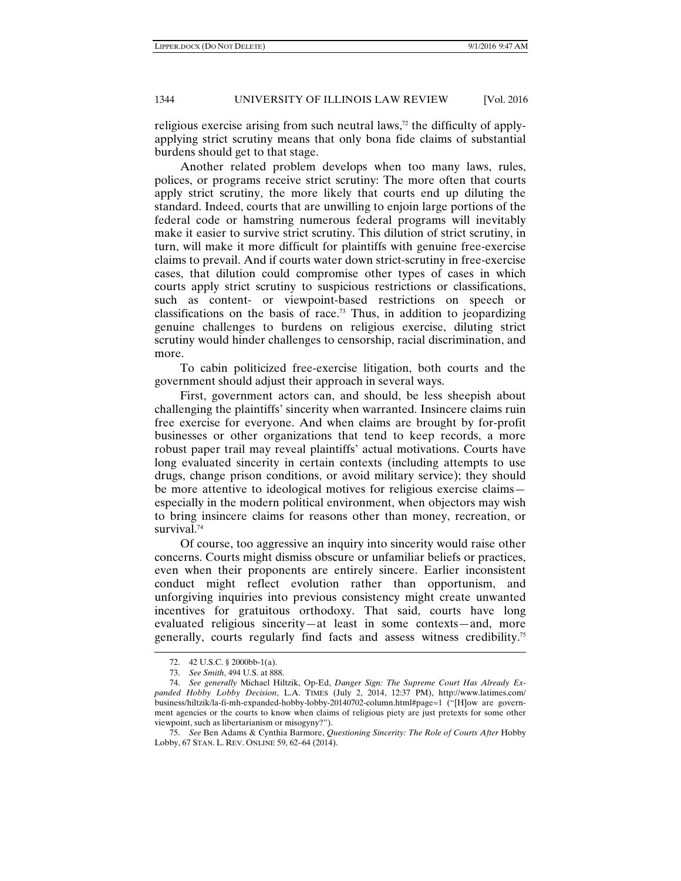religious exercise arising from such neutral laws,[72] the difficulty of apply-applying strict scrutiny means that only bona fide claims of substantial burdens should get to that stage.

Another related problem develops when too many laws, rules, polices, or programs receive strict scrutiny: The more often that courts apply strict scrutiny, the more likely that courts end up diluting the standard. Indeed, courts that are unwilling to enjoin large portions of the federal code or hamstring numerous federal programs will inevitably make it easier to survive strict scrutiny. This dilution of strict scrutiny, in turn, will make it more difficult for plaintiffs with genuine free-exercise claims to prevail. And if courts water down strict-scrutiny in free-exercise cases, that dilution could compromise other types of cases in which courts apply strict scrutiny to suspicious restrictions or classifications, such as content- or viewpoint-based restrictions on speech or classifications on the basis of race.[73] Thus, in addition to jeopardizing genuine challenges to burdens on religious exercise, diluting strict scrutiny would hinder challenges to censorship, racial discrimination, and more.

To cabin politicized free-exercise litigation, both courts and the government should adjust their approach in several ways.

First, government actors can, and should, be less sheepish about challenging the plaintiffs' sincerity when warranted. Insincere claims ruin free exercise for everyone. And when claims are brought by for-profit businesses or other organizations that tend to keep records, a more robust paper trail may reveal plaintiffs' actual motivations. Courts have long evaluated sincerity in certain contexts (including attempts to use drugs, change prison conditions, or avoid military service); they should be more attentive to ideological motives for religious exercise claims—especially in the modern political environment, when objectors may wish to bring insincere claims for reasons other than money, recreation, or survival.[74]

Of course, too aggressive an inquiry into sincerity would raise other concerns. Courts might dismiss obscure or unfamiliar beliefs or practices, even when their proponents are entirely sincere. Earlier inconsistent conduct might reflect evolution rather than opportunism, and unforgiving inquiries into previous consistency might create unwanted incentives for gratuitous orthodoxy. That said, courts have long evaluated religious sincerity—at least in some contexts—and, more generally, courts regularly find facts and assess witness credibility.[75]

---

72. 42 U.S.C. § 2000bb-1(a).

73. *See Smith*, 494 U.S. at 888.

74. *See generally* Michael Hiltzik, Op-Ed, *Danger Sign: The Supreme Court Has Already Expanded Hobby Lobby Decision*, L.A. TIMES (July 2, 2014, 12:37 PM), http://www.latimes.com/business/hiltzik/la-fi-mh-expanded-hobby-lobby-20140702-column.html#page=1 ("[H]ow are government agencies or the courts to know when claims of religious piety are just pretexts for some other viewpoint, such as libertarianism or misogyny?").

75. *See* Ben Adams & Cynthia Barmore, *Questioning Sincerity: The Role of Courts After* Hobby Lobby, 67 STAN. L. REV. ONLINE 59, 62–64 (2014).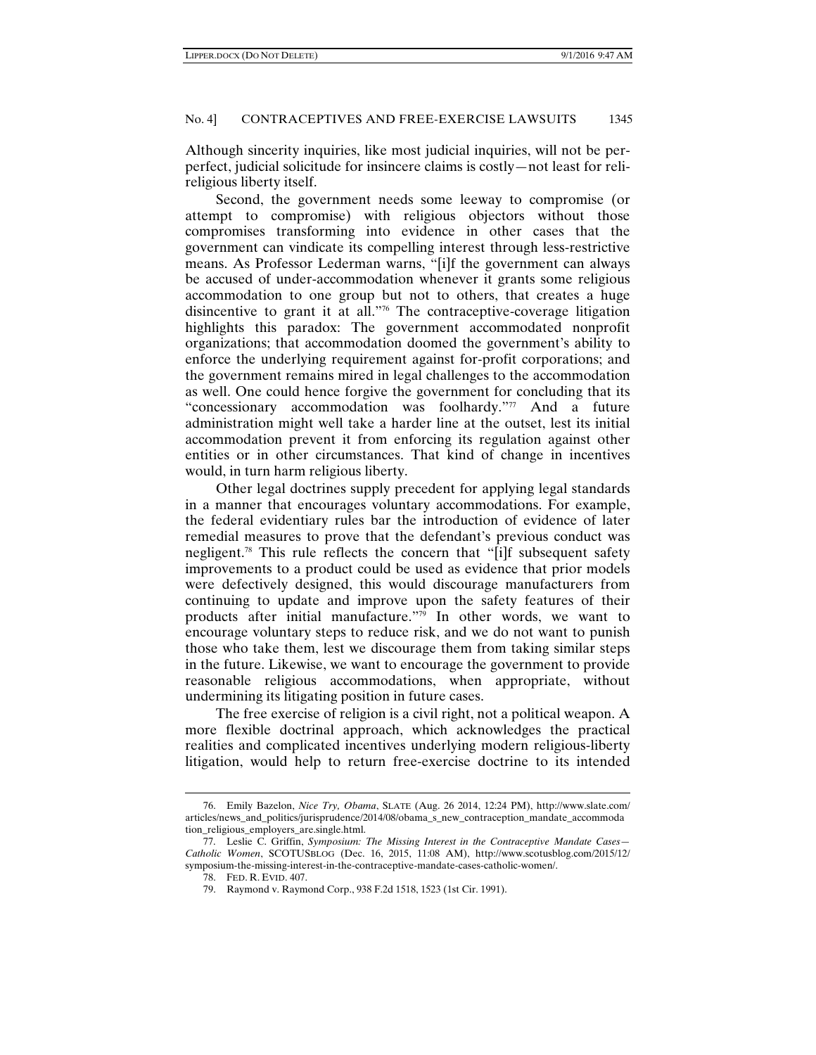Although sincerity inquiries, like most judicial inquiries, will not be perperfect, judicial solicitude for insincere claims is costly—not least for relireligious liberty itself.

Second, the government needs some leeway to compromise (or attempt to compromise) with religious objectors without those compromises transforming into evidence in other cases that the government can vindicate its compelling interest through less-restrictive means. As Professor Lederman warns, "[i]f the government can always be accused of under-accommodation whenever it grants some religious accommodation to one group but not to others, that creates a huge disincentive to grant it at all."[76] The contraceptive-coverage litigation highlights this paradox: The government accommodated nonprofit organizations; that accommodation doomed the government's ability to enforce the underlying requirement against for-profit corporations; and the government remains mired in legal challenges to the accommodation as well. One could hence forgive the government for concluding that its "concessionary accommodation was foolhardy."[77] And a future administration might well take a harder line at the outset, lest its initial accommodation prevent it from enforcing its regulation against other entities or in other circumstances. That kind of change in incentives would, in turn harm religious liberty.

Other legal doctrines supply precedent for applying legal standards in a manner that encourages voluntary accommodations. For example, the federal evidentiary rules bar the introduction of evidence of later remedial measures to prove that the defendant's previous conduct was negligent.[78] This rule reflects the concern that "[i]f subsequent safety improvements to a product could be used as evidence that prior models were defectively designed, this would discourage manufacturers from continuing to update and improve upon the safety features of their products after initial manufacture."[79] In other words, we want to encourage voluntary steps to reduce risk, and we do not want to punish those who take them, lest we discourage them from taking similar steps in the future. Likewise, we want to encourage the government to provide reasonable religious accommodations, when appropriate, without undermining its litigating position in future cases.

The free exercise of religion is a civil right, not a political weapon. A more flexible doctrinal approach, which acknowledges the practical realities and complicated incentives underlying modern religious-liberty litigation, would help to return free-exercise doctrine to its intended

---

76. Emily Bazelon, *Nice Try, Obama*, SLATE (Aug. 26 2014, 12:24 PM), http://www.slate.com/articles/news_and_politics/jurisprudence/2014/08/obama_s_new_contraception_mandate_accommodation_religious_employers_are.single.html.

77. Leslie C. Griffin, *Symposium: The Missing Interest in the Contraceptive Mandate Cases—Catholic Women*, SCOTUSBLOG (Dec. 16, 2015, 11:08 AM), http://www.scotusblog.com/2015/12/symposium-the-missing-interest-in-the-contraceptive-mandate-cases-catholic-women/.

78. FED. R. EVID. 407.

79. Raymond v. Raymond Corp., 938 F.2d 1518, 1523 (1st Cir. 1991).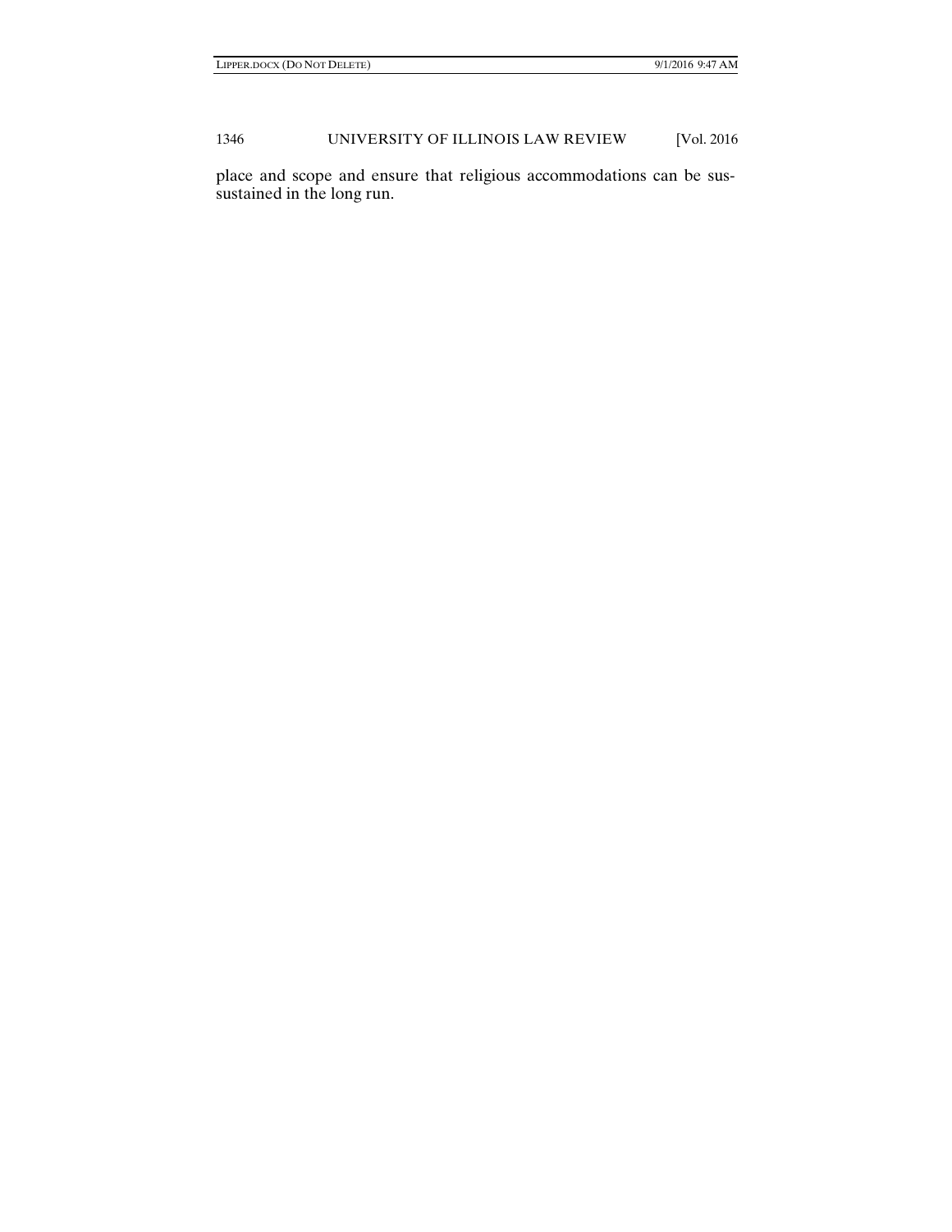place and scope and ensure that religious accommodations can be sus-sustained in the long run.